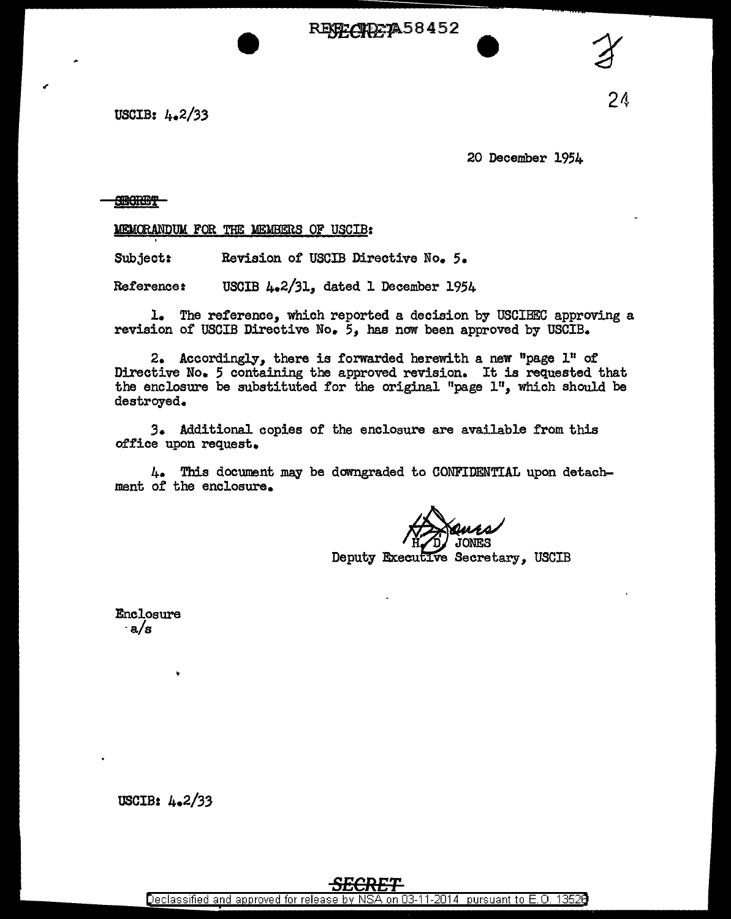REF ID:A58452

USCIB: 4.2/33

20 December 1954

SECRET

MEMORANDUM FOR THE MEMBERS OF USCIB:

Subject: Revision of USCIB Directive No. 5.

Reference: USCIB 4.2/31, dated 1 December 1954

1. The reference, which reported a decision by USCIBEC approving a revision of USCIB Directive No. 5, has now been approved by USCIB.

2. Accordingly, there is forwarded herewith a new "page 1" of Directive No. 5 containing the approved revision. It is requested that the enclosure be substituted for the original "page 1", which should be destroyed.

3. Additional copies of the enclosure are available from this office upon request.

4. This document may be downgraded to CONFIDENTIAL upon detachment of the enclosure.

H. D. JONES
Deputy Executive Secretary, USCIB

Enclosure
a/s

USCIB: 4.2/33

SECRET

Declassified and approved for release by NSA on 03-11-2014 pursuant to E.O. 13526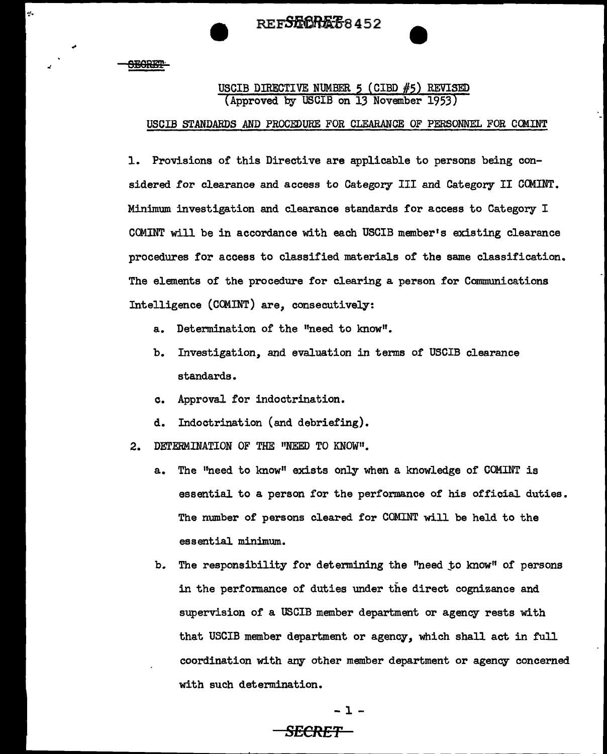REF ID:A58452

SECRET

USCIB DIRECTIVE NUMBER 5 (CIBD #5) REVISED
(Approved by USCIB on 13 November 1953)

USCIB STANDARDS AND PROCEDURE FOR CLEARANCE OF PERSONNEL FOR COMINT

1. Provisions of this Directive are applicable to persons being considered for clearance and access to Category III and Category II COMINT. Minimum investigation and clearance standards for access to Category I COMINT will be in accordance with each USCIB member's existing clearance procedures for access to classified materials of the same classification. The elements of the procedure for clearing a person for Communications Intelligence (COMINT) are, consecutively:

   a. Determination of the "need to know".

   b. Investigation, and evaluation in terms of USCIB clearance standards.

   c. Approval for indoctrination.

   d. Indoctrination (and debriefing).

2. DETERMINATION OF THE "NEED TO KNOW".

   a. The "need to know" exists only when a knowledge of COMINT is essential to a person for the performance of his official duties. The number of persons cleared for COMINT will be held to the essential minimum.

   b. The responsibility for determining the "need to know" of persons in the performance of duties under the direct cognizance and supervision of a USCIB member department or agency rests with that USCIB member department or agency, which shall act in full coordination with any other member department or agency concerned with such determination.

SECRET